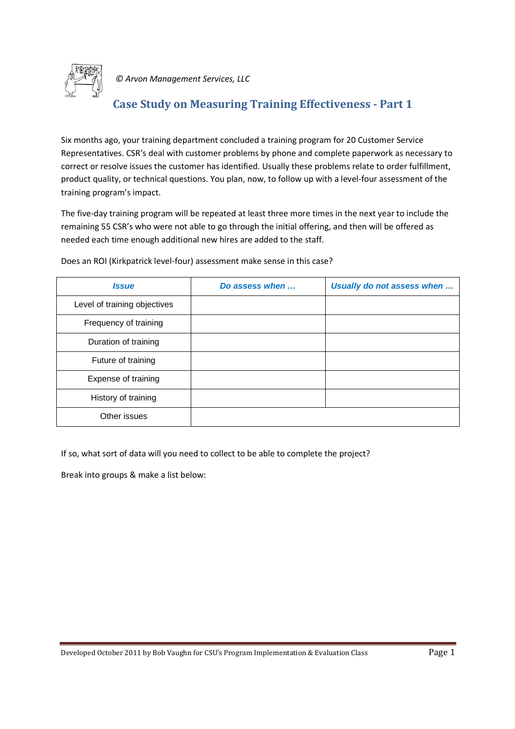*© Arvon Management Services, LLC*

# Case Study on Measuring Training Effectiveness - Part 1

Six months ago, your training department concluded a training program for 20 Customer Service Representatives. CSR's deal with customer problems by phone and complete paperwork as necessary to correct or resolve issues the customer has identified. Usually these problems relate to order fulfillment, product quality, or technical questions. You plan, now, to follow up with a level-four assessment of the training program's impact.

The five-day training program will be repeated at least three more times in the next year to include the remaining 55 CSR's who were not able to go through the initial offering, and then will be offered as needed each time enough additional new hires are added to the staff.

Does an ROI (Kirkpatrick level-four) assessment make sense in this case?

| *Issue* | *Do assess when …* | *Usually do not assess when …* |
|---|---|---|
| Level of training objectives | | |
| Frequency of training | | |
| Duration of training | | |
| Future of training | | |
| Expense of training | | |
| History of training | | |
| Other issues | | |

If so, what sort of data will you need to collect to be able to complete the project?

Break into groups & make a list below: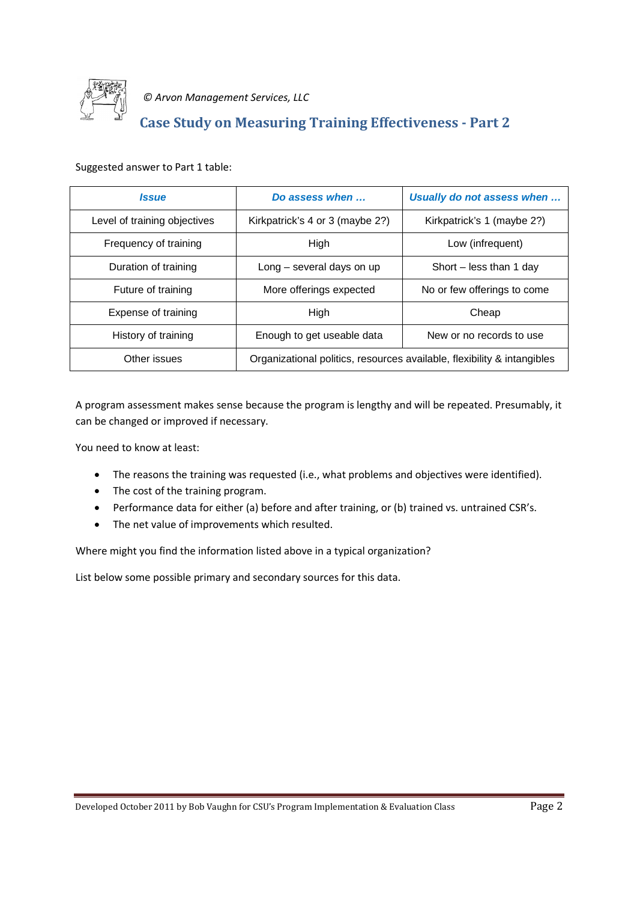*© Arvon Management Services, LLC*

## Case Study on Measuring Training Effectiveness - Part 2

Suggested answer to Part 1 table:

| *Issue* | *Do assess when …* | *Usually do not assess when …* |
|---|---|---|
| Level of training objectives | Kirkpatrick's 4 or 3 (maybe 2?) | Kirkpatrick's 1 (maybe 2?) |
| Frequency of training | High | Low (infrequent) |
| Duration of training | Long – several days on up | Short – less than 1 day |
| Future of training | More offerings expected | No or few offerings to come |
| Expense of training | High | Cheap |
| History of training | Enough to get useable data | New or no records to use |
| Other issues | Organizational politics, resources available, flexibility & intangibles | |

A program assessment makes sense because the program is lengthy and will be repeated. Presumably, it can be changed or improved if necessary.

You need to know at least:

- The reasons the training was requested (i.e., what problems and objectives were identified).
- The cost of the training program.
- Performance data for either (a) before and after training, or (b) trained vs. untrained CSR's.
- The net value of improvements which resulted.

Where might you find the information listed above in a typical organization?

List below some possible primary and secondary sources for this data.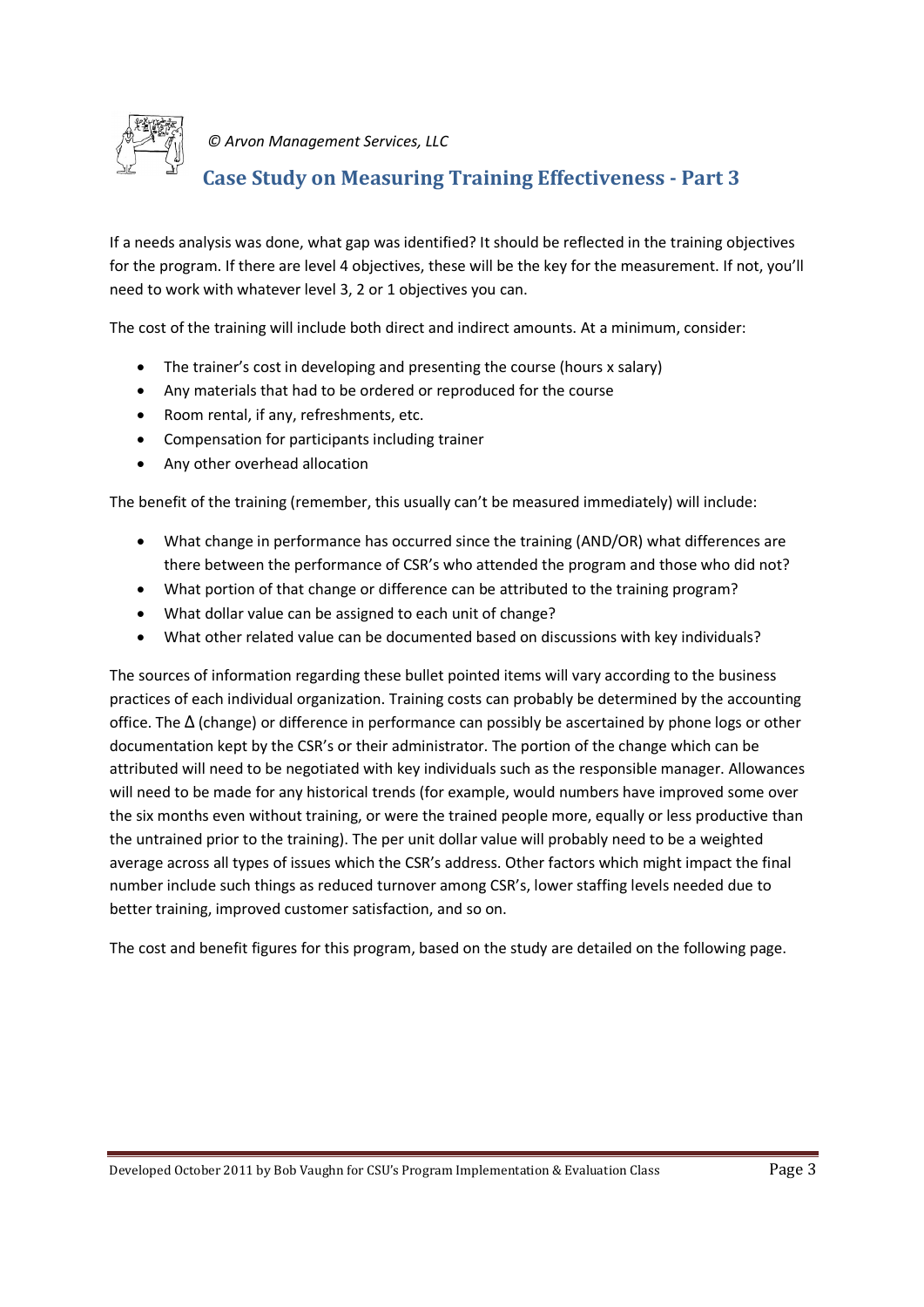*© Arvon Management Services, LLC*

## Case Study on Measuring Training Effectiveness - Part 3

If a needs analysis was done, what gap was identified? It should be reflected in the training objectives for the program. If there are level 4 objectives, these will be the key for the measurement. If not, you'll need to work with whatever level 3, 2 or 1 objectives you can.

The cost of the training will include both direct and indirect amounts. At a minimum, consider:

- The trainer's cost in developing and presenting the course (hours x salary)
- Any materials that had to be ordered or reproduced for the course
- Room rental, if any, refreshments, etc.
- Compensation for participants including trainer
- Any other overhead allocation

The benefit of the training (remember, this usually can't be measured immediately) will include:

- What change in performance has occurred since the training (AND/OR) what differences are there between the performance of CSR's who attended the program and those who did not?
- What portion of that change or difference can be attributed to the training program?
- What dollar value can be assigned to each unit of change?
- What other related value can be documented based on discussions with key individuals?

The sources of information regarding these bullet pointed items will vary according to the business practices of each individual organization. Training costs can probably be determined by the accounting office. The $\Delta$ (change) or difference in performance can possibly be ascertained by phone logs or other documentation kept by the CSR's or their administrator. The portion of the change which can be attributed will need to be negotiated with key individuals such as the responsible manager. Allowances will need to be made for any historical trends (for example, would numbers have improved some over the six months even without training, or were the trained people more, equally or less productive than the untrained prior to the training). The per unit dollar value will probably need to be a weighted average across all types of issues which the CSR's address. Other factors which might impact the final number include such things as reduced turnover among CSR's, lower staffing levels needed due to better training, improved customer satisfaction, and so on.

The cost and benefit figures for this program, based on the study are detailed on the following page.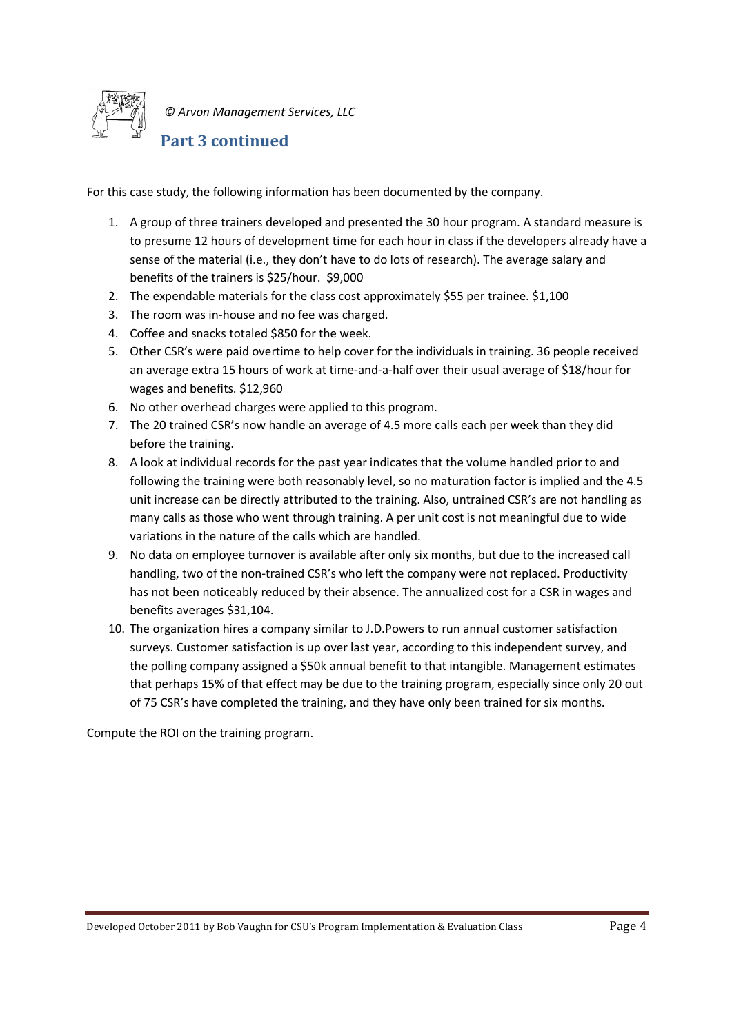*© Arvon Management Services, LLC*

## Part 3 continued

For this case study, the following information has been documented by the company.

1. A group of three trainers developed and presented the 30 hour program. A standard measure is to presume 12 hours of development time for each hour in class if the developers already have a sense of the material (i.e., they don't have to do lots of research). The average salary and benefits of the trainers is $25/hour. $9,000
2. The expendable materials for the class cost approximately $55 per trainee. $1,100
3. The room was in-house and no fee was charged.
4. Coffee and snacks totaled $850 for the week.
5. Other CSR's were paid overtime to help cover for the individuals in training. 36 people received an average extra 15 hours of work at time-and-a-half over their usual average of $18/hour for wages and benefits. $12,960
6. No other overhead charges were applied to this program.
7. The 20 trained CSR's now handle an average of 4.5 more calls each per week than they did before the training.
8. A look at individual records for the past year indicates that the volume handled prior to and following the training were both reasonably level, so no maturation factor is implied and the 4.5 unit increase can be directly attributed to the training. Also, untrained CSR's are not handling as many calls as those who went through training. A per unit cost is not meaningful due to wide variations in the nature of the calls which are handled.
9. No data on employee turnover is available after only six months, but due to the increased call handling, two of the non-trained CSR's who left the company were not replaced. Productivity has not been noticeably reduced by their absence. The annualized cost for a CSR in wages and benefits averages $31,104.
10. The organization hires a company similar to J.D.Powers to run annual customer satisfaction surveys. Customer satisfaction is up over last year, according to this independent survey, and the polling company assigned a $50k annual benefit to that intangible. Management estimates that perhaps 15% of that effect may be due to the training program, especially since only 20 out of 75 CSR's have completed the training, and they have only been trained for six months.

Compute the ROI on the training program.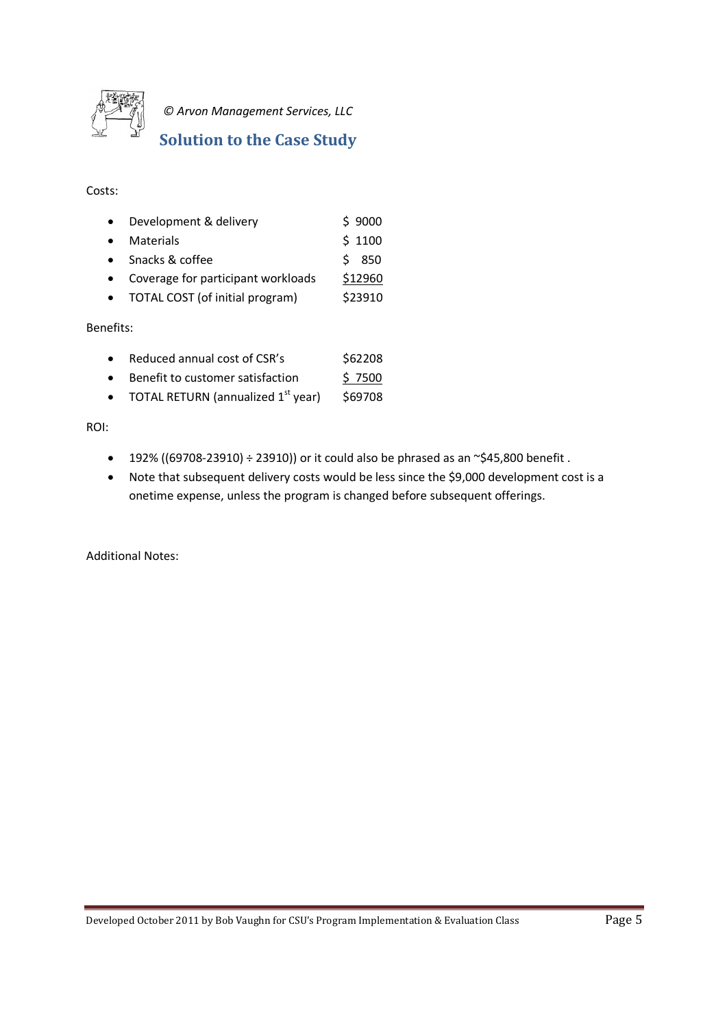*© Arvon Management Services, LLC*

## Solution to the Case Study

Costs:

- Development & delivery $ 9000
- Materials $ 1100
- Snacks & coffee $ 850
- Coverage for participant workloads $12960
- TOTAL COST (of initial program) $23910

Benefits:

- Reduced annual cost of CSR's $62208
- Benefit to customer satisfaction $ 7500
- TOTAL RETURN (annualized 1st year) $69708

ROI:

- 192% ((69708-23910) ÷ 23910)) or it could also be phrased as an ~$45,800 benefit .
- Note that subsequent delivery costs would be less since the $9,000 development cost is a onetime expense, unless the program is changed before subsequent offerings.

Additional Notes: